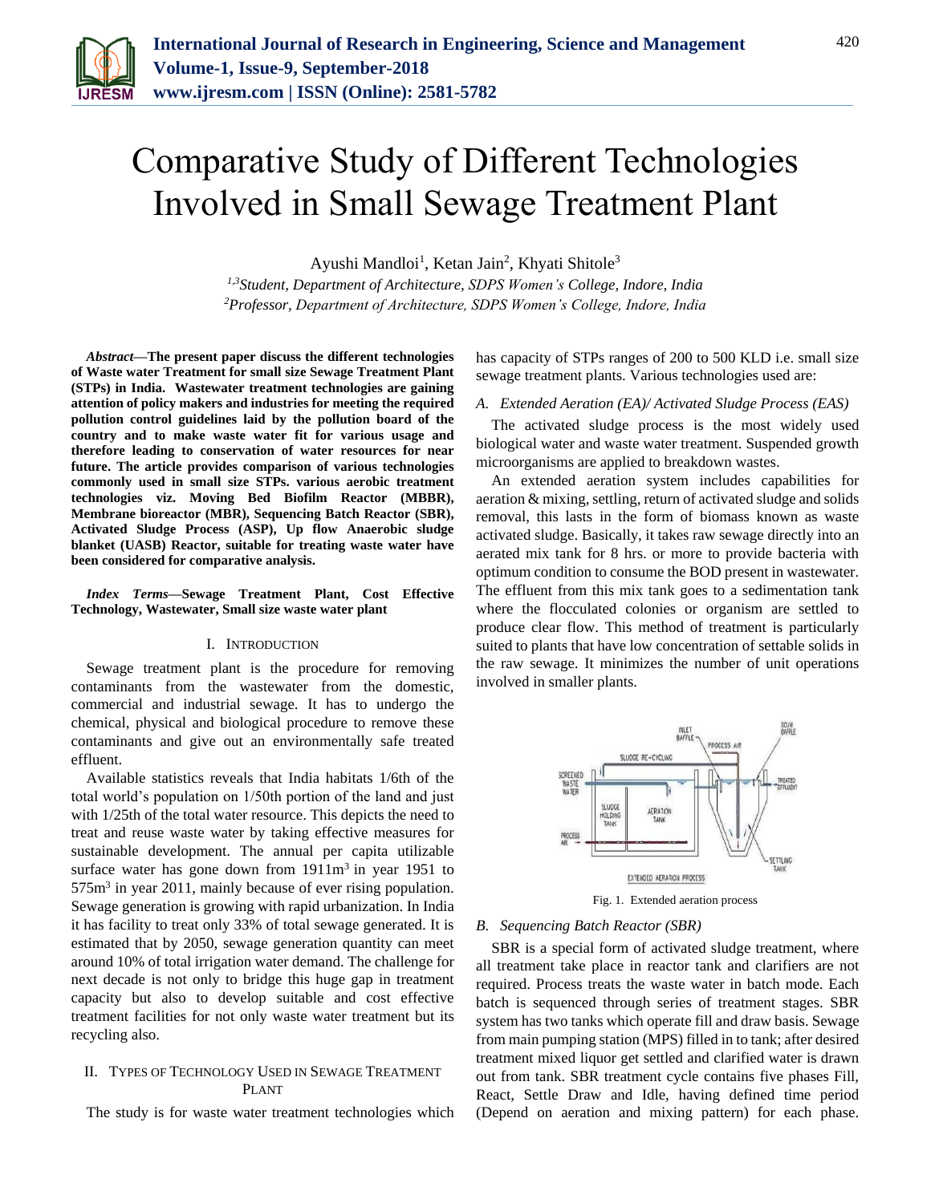# Comparative Study of Different Technologies Involved in Small Sewage Treatment Plant

Ayushi Mandloi[1], Ketan Jain[2], Khyati Shitole[3]

[1,3]*Student, Department of Architecture, SDPS Women's College, Indore, India*
[2]*Professor, Department of Architecture, SDPS Women's College, Indore, India*

***Abstract*—The present paper discuss the different technologies of Waste water Treatment for small size Sewage Treatment Plant (STPs) in India. Wastewater treatment technologies are gaining attention of policy makers and industries for meeting the required pollution control guidelines laid by the pollution board of the country and to make waste water fit for various usage and therefore leading to conservation of water resources for near future. The article provides comparison of various technologies commonly used in small size STPs. various aerobic treatment technologies viz. Moving Bed Biofilm Reactor (MBBR), Membrane bioreactor (MBR), Sequencing Batch Reactor (SBR), Activated Sludge Process (ASP), Up flow Anaerobic sludge blanket (UASB) Reactor, suitable for treating waste water have been considered for comparative analysis.**

***Index Terms*—Sewage Treatment Plant, Cost Effective Technology, Wastewater, Small size waste water plant**

## I. Introduction

Sewage treatment plant is the procedure for removing contaminants from the wastewater from the domestic, commercial and industrial sewage. It has to undergo the chemical, physical and biological procedure to remove these contaminants and give out an environmentally safe treated effluent.

Available statistics reveals that India habitats 1/6th of the total world's population on 1/50th portion of the land and just with 1/25th of the total water resource. This depicts the need to treat and reuse waste water by taking effective measures for sustainable development. The annual per capita utilizable surface water has gone down from 1911m$^3$ in year 1951 to 575m$^3$ in year 2011, mainly because of ever rising population. Sewage generation is growing with rapid urbanization. In India it has facility to treat only 33% of total sewage generated. It is estimated that by 2050, sewage generation quantity can meet around 10% of total irrigation water demand. The challenge for next decade is not only to bridge this huge gap in treatment capacity but also to develop suitable and cost effective treatment facilities for not only waste water treatment but its recycling also.

## II. Types of Technology Used in Sewage Treatment Plant

The study is for waste water treatment technologies which has capacity of STPs ranges of 200 to 500 KLD i.e. small size sewage treatment plants. Various technologies used are:

### A. *Extended Aeration (EA)/ Activated Sludge Process (EAS)*

The activated sludge process is the most widely used biological water and waste water treatment. Suspended growth microorganisms are applied to breakdown wastes.

An extended aeration system includes capabilities for aeration & mixing, settling, return of activated sludge and solids removal, this lasts in the form of biomass known as waste activated sludge. Basically, it takes raw sewage directly into an aerated mix tank for 8 hrs. or more to provide bacteria with optimum condition to consume the BOD present in wastewater. The effluent from this mix tank goes to a sedimentation tank where the flocculated colonies or organism are settled to produce clear flow. This method of treatment is particularly suited to plants that have low concentration of settable solids in the raw sewage. It minimizes the number of unit operations involved in smaller plants.

Fig. 1. Extended aeration process

### B. *Sequencing Batch Reactor (SBR)*

SBR is a special form of activated sludge treatment, where all treatment take place in reactor tank and clarifiers are not required. Process treats the waste water in batch mode. Each batch is sequenced through series of treatment stages. SBR system has two tanks which operate fill and draw basis. Sewage from main pumping station (MPS) filled in to tank; after desired treatment mixed liquor get settled and clarified water is drawn out from tank. SBR treatment cycle contains five phases Fill, React, Settle Draw and Idle, having defined time period (Depend on aeration and mixing pattern) for each phase.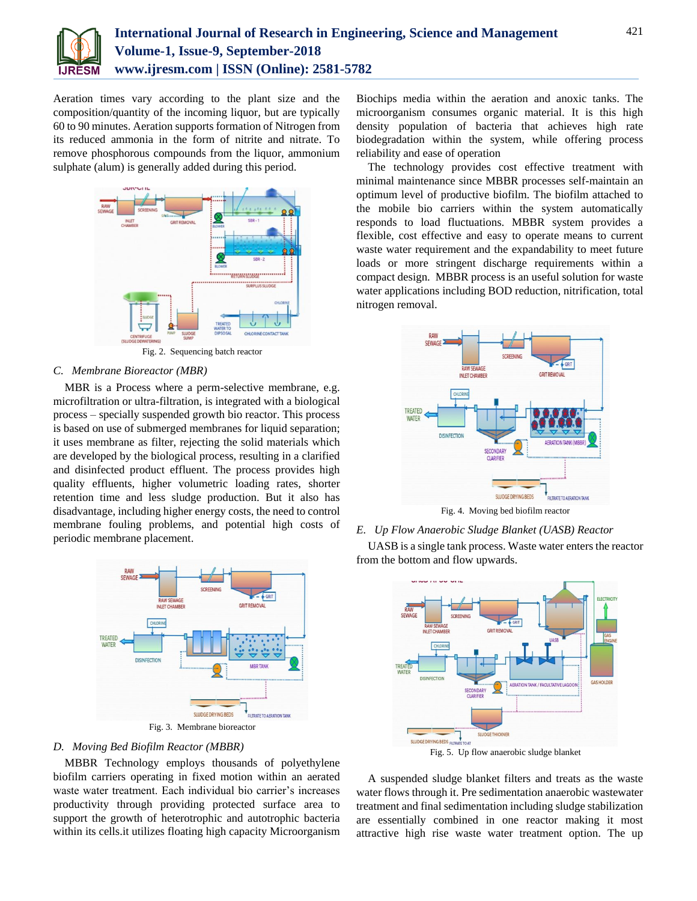Aeration times vary according to the plant size and the composition/quantity of the incoming liquor, but are typically 60 to 90 minutes. Aeration supports formation of Nitrogen from its reduced ammonia in the form of nitrite and nitrate. To remove phosphorous compounds from the liquor, ammonium sulphate (alum) is generally added during this period.

Fig. 2. Sequencing batch reactor

### *C. Membrane Bioreactor (MBR)*

MBR is a Process where a perm-selective membrane, e.g. microfiltration or ultra-filtration, is integrated with a biological process – specially suspended growth bio reactor. This process is based on use of submerged membranes for liquid separation; it uses membrane as filter, rejecting the solid materials which are developed by the biological process, resulting in a clarified and disinfected product effluent. The process provides high quality effluents, higher volumetric loading rates, shorter retention time and less sludge production. But it also has disadvantage, including higher energy costs, the need to control membrane fouling problems, and potential high costs of periodic membrane placement.

Fig. 3. Membrane bioreactor

### *D. Moving Bed Biofilm Reactor (MBBR)*

MBBR Technology employs thousands of polyethylene biofilm carriers operating in fixed motion within an aerated waste water treatment. Each individual bio carrier's increases productivity through providing protected surface area to support the growth of heterotrophic and autotrophic bacteria within its cells.it utilizes floating high capacity Microorganism Biochips media within the aeration and anoxic tanks. The microorganism consumes organic material. It is this high density population of bacteria that achieves high rate biodegradation within the system, while offering process reliability and ease of operation

The technology provides cost effective treatment with minimal maintenance since MBBR processes self-maintain an optimum level of productive biofilm. The biofilm attached to the mobile bio carriers within the system automatically responds to load fluctuations. MBBR system provides a flexible, cost effective and easy to operate means to current waste water requirement and the expandability to meet future loads or more stringent discharge requirements within a compact design. MBBR process is an useful solution for waste water applications including BOD reduction, nitrification, total nitrogen removal.

Fig. 4. Moving bed biofilm reactor

### *E. Up Flow Anaerobic Sludge Blanket (UASB) Reactor*

UASB is a single tank process. Waste water enters the reactor from the bottom and flow upwards.

Fig. 5. Up flow anaerobic sludge blanket

A suspended sludge blanket filters and treats as the waste water flows through it. Pre sedimentation anaerobic wastewater treatment and final sedimentation including sludge stabilization are essentially combined in one reactor making it most attractive high rise waste water treatment option. The up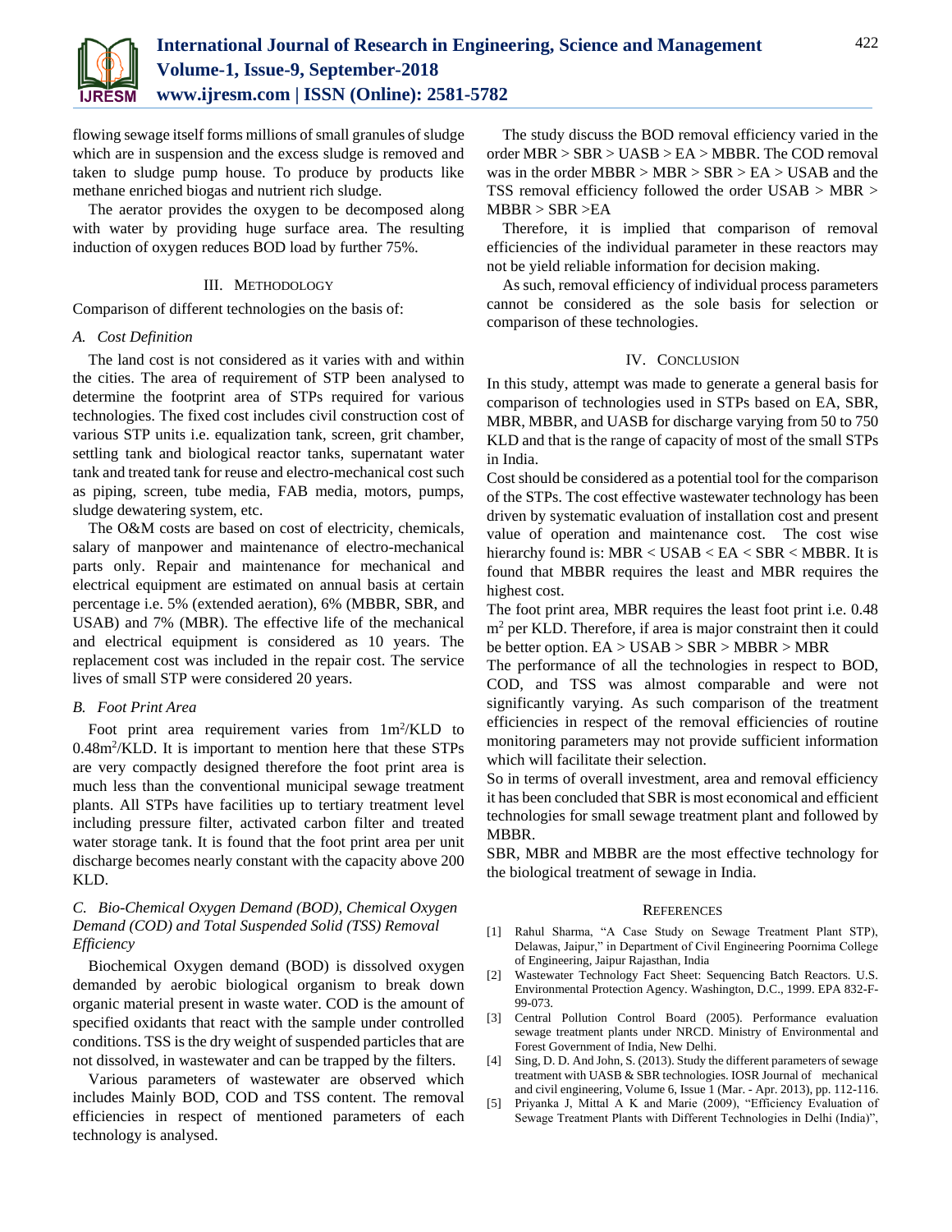flowing sewage itself forms millions of small granules of sludge which are in suspension and the excess sludge is removed and taken to sludge pump house. To produce by products like methane enriched biogas and nutrient rich sludge.

The aerator provides the oxygen to be decomposed along with water by providing huge surface area. The resulting induction of oxygen reduces BOD load by further 75%.

## III. Methodology

Comparison of different technologies on the basis of:

### *A. Cost Definition*

The land cost is not considered as it varies with and within the cities. The area of requirement of STP been analysed to determine the footprint area of STPs required for various technologies. The fixed cost includes civil construction cost of various STP units i.e. equalization tank, screen, grit chamber, settling tank and biological reactor tanks, supernatant water tank and treated tank for reuse and electro-mechanical cost such as piping, screen, tube media, FAB media, motors, pumps, sludge dewatering system, etc.

The O&M costs are based on cost of electricity, chemicals, salary of manpower and maintenance of electro-mechanical parts only. Repair and maintenance for mechanical and electrical equipment are estimated on annual basis at certain percentage i.e. 5% (extended aeration), 6% (MBBR, SBR, and USAB) and 7% (MBR). The effective life of the mechanical and electrical equipment is considered as 10 years. The replacement cost was included in the repair cost. The service lives of small STP were considered 20 years.

### *B. Foot Print Area*

Foot print area requirement varies from $1m^2$/KLD to $0.48m^2$/KLD. It is important to mention here that these STPs are very compactly designed therefore the foot print area is much less than the conventional municipal sewage treatment plants. All STPs have facilities up to tertiary treatment level including pressure filter, activated carbon filter and treated water storage tank. It is found that the foot print area per unit discharge becomes nearly constant with the capacity above 200 KLD.

### *C. Bio-Chemical Oxygen Demand (BOD), Chemical Oxygen Demand (COD) and Total Suspended Solid (TSS) Removal Efficiency*

Biochemical Oxygen demand (BOD) is dissolved oxygen demanded by aerobic biological organism to break down organic material present in waste water. COD is the amount of specified oxidants that react with the sample under controlled conditions. TSS is the dry weight of suspended particles that are not dissolved, in wastewater and can be trapped by the filters.

Various parameters of wastewater are observed which includes Mainly BOD, COD and TSS content. The removal efficiencies in respect of mentioned parameters of each technology is analysed.

The study discuss the BOD removal efficiency varied in the order MBR > SBR > UASB > EA > MBBR. The COD removal was in the order MBBR > MBR > SBR > EA > USAB and the TSS removal efficiency followed the order USAB > MBR > MBBR > SBR >EA

Therefore, it is implied that comparison of removal efficiencies of the individual parameter in these reactors may not be yield reliable information for decision making.

As such, removal efficiency of individual process parameters cannot be considered as the sole basis for selection or comparison of these technologies.

## IV. Conclusion

In this study, attempt was made to generate a general basis for comparison of technologies used in STPs based on EA, SBR, MBR, MBBR, and UASB for discharge varying from 50 to 750 KLD and that is the range of capacity of most of the small STPs in India.

Cost should be considered as a potential tool for the comparison of the STPs. The cost effective wastewater technology has been driven by systematic evaluation of installation cost and present value of operation and maintenance cost. The cost wise hierarchy found is: MBR < USAB < EA < SBR < MBBR. It is found that MBBR requires the least and MBR requires the highest cost.

The foot print area, MBR requires the least foot print i.e. 0.48 $m^2$ per KLD. Therefore, if area is major constraint then it could be better option. EA > USAB > SBR > MBBR > MBR

The performance of all the technologies in respect to BOD, COD, and TSS was almost comparable and were not significantly varying. As such comparison of the treatment efficiencies in respect of the removal efficiencies of routine monitoring parameters may not provide sufficient information which will facilitate their selection.

So in terms of overall investment, area and removal efficiency it has been concluded that SBR is most economical and efficient technologies for small sewage treatment plant and followed by MBBR.

SBR, MBR and MBBR are the most effective technology for the biological treatment of sewage in India.

## References

[1] Rahul Sharma, "A Case Study on Sewage Treatment Plant STP), Delawas, Jaipur," in Department of Civil Engineering Poornima College of Engineering, Jaipur Rajasthan, India

[2] Wastewater Technology Fact Sheet: Sequencing Batch Reactors. U.S. Environmental Protection Agency. Washington, D.C., 1999. EPA 832-F-99-073.

[3] Central Pollution Control Board (2005). Performance evaluation sewage treatment plants under NRCD. Ministry of Environmental and Forest Government of India, New Delhi.

[4] Sing, D. D. And John, S. (2013). Study the different parameters of sewage treatment with UASB & SBR technologies. IOSR Journal of mechanical and civil engineering, Volume 6, Issue 1 (Mar. - Apr. 2013), pp. 112-116.

[5] Priyanka J, Mittal A K and Marie (2009), "Efficiency Evaluation of Sewage Treatment Plants with Different Technologies in Delhi (India)",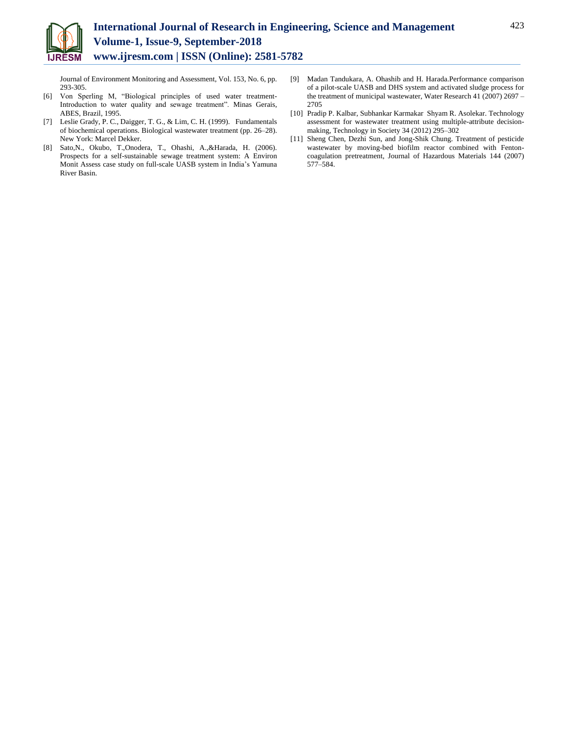Journal of Environment Monitoring and Assessment, Vol. 153, No. 6, pp. 293-305.

[6] Von Sperling M, "Biological principles of used water treatment-Introduction to water quality and sewage treatment". Minas Gerais, ABES, Brazil, 1995.

[7] Leslie Grady, P. C., Daigger, T. G., & Lim, C. H. (1999). Fundamentals of biochemical operations. Biological wastewater treatment (pp. 26–28). New York: Marcel Dekker.

[8] Sato,N., Okubo, T.,Onodera, T., Ohashi, A.,&Harada, H. (2006). Prospects for a self-sustainable sewage treatment system: A Environ Monit Assess case study on full-scale UASB system in India's Yamuna River Basin.

[9] Madan Tandukara, A. Ohashib and H. Harada.Performance comparison of a pilot-scale UASB and DHS system and activated sludge process for the treatment of municipal wastewater, Water Research 41 (2007) 2697 – 2705

[10] Pradip P. Kalbar, Subhankar Karmakar Shyam R. Asolekar. Technology assessment for wastewater treatment using multiple-attribute decision-making, Technology in Society 34 (2012) 295–302

[11] Sheng Chen, Dezhi Sun, and Jong-Shik Chung. Treatment of pesticide wastewater by moving-bed biofilm reactor combined with Fenton-coagulation pretreatment, Journal of Hazardous Materials 144 (2007) 577–584.